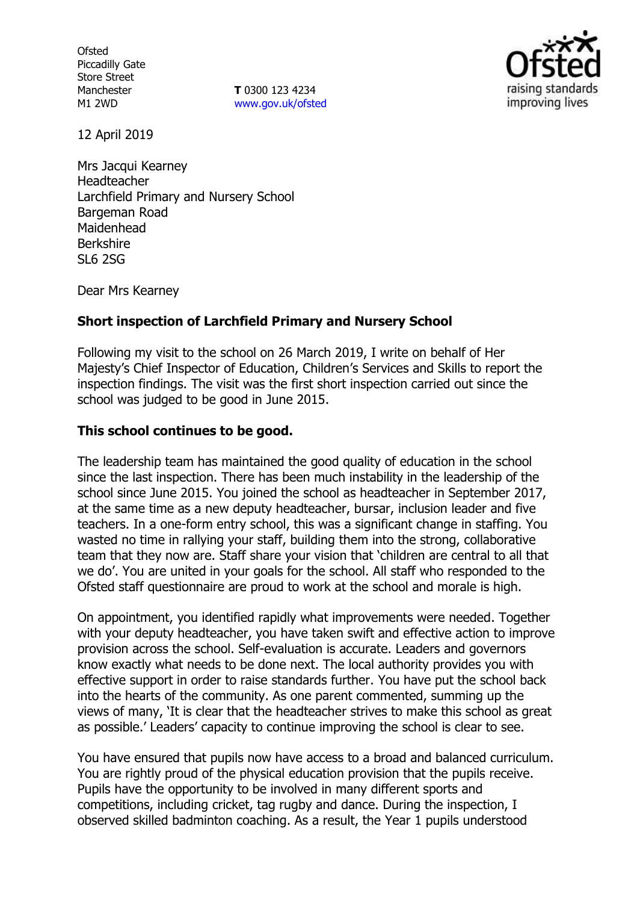Ofsted
Piccadilly Gate
Store Street
Manchester
M1 2WD

**T** 0300 123 4234
www.gov.uk/ofsted

12 April 2019

Mrs Jacqui Kearney
Headteacher
Larchfield Primary and Nursery School
Bargeman Road
Maidenhead
Berkshire
SL6 2SG

Dear Mrs Kearney

**Short inspection of Larchfield Primary and Nursery School**

Following my visit to the school on 26 March 2019, I write on behalf of Her Majesty's Chief Inspector of Education, Children's Services and Skills to report the inspection findings. The visit was the first short inspection carried out since the school was judged to be good in June 2015.

**This school continues to be good.**

The leadership team has maintained the good quality of education in the school since the last inspection. There has been much instability in the leadership of the school since June 2015. You joined the school as headteacher in September 2017, at the same time as a new deputy headteacher, bursar, inclusion leader and five teachers. In a one-form entry school, this was a significant change in staffing. You wasted no time in rallying your staff, building them into the strong, collaborative team that they now are. Staff share your vision that 'children are central to all that we do'. You are united in your goals for the school. All staff who responded to the Ofsted staff questionnaire are proud to work at the school and morale is high.

On appointment, you identified rapidly what improvements were needed. Together with your deputy headteacher, you have taken swift and effective action to improve provision across the school. Self-evaluation is accurate. Leaders and governors know exactly what needs to be done next. The local authority provides you with effective support in order to raise standards further. You have put the school back into the hearts of the community. As one parent commented, summing up the views of many, 'It is clear that the headteacher strives to make this school as great as possible.' Leaders' capacity to continue improving the school is clear to see.

You have ensured that pupils now have access to a broad and balanced curriculum. You are rightly proud of the physical education provision that the pupils receive. Pupils have the opportunity to be involved in many different sports and competitions, including cricket, tag rugby and dance. During the inspection, I observed skilled badminton coaching. As a result, the Year 1 pupils understood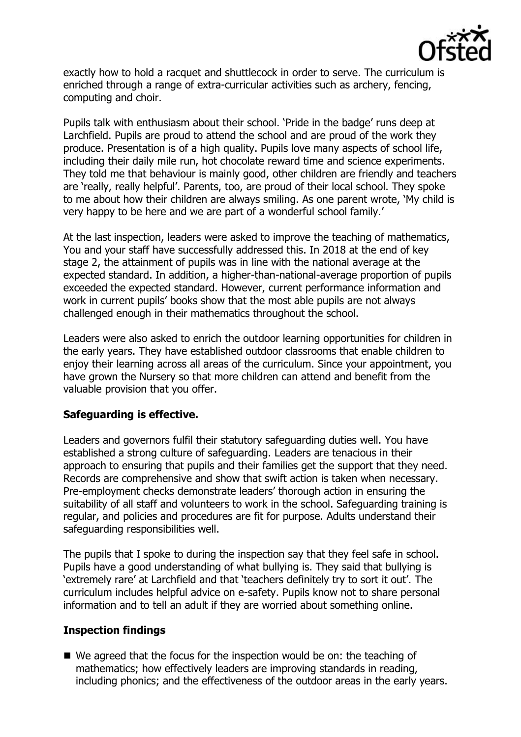exactly how to hold a racquet and shuttlecock in order to serve. The curriculum is enriched through a range of extra-curricular activities such as archery, fencing, computing and choir.

Pupils talk with enthusiasm about their school. 'Pride in the badge' runs deep at Larchfield. Pupils are proud to attend the school and are proud of the work they produce. Presentation is of a high quality. Pupils love many aspects of school life, including their daily mile run, hot chocolate reward time and science experiments. They told me that behaviour is mainly good, other children are friendly and teachers are 'really, really helpful'. Parents, too, are proud of their local school. They spoke to me about how their children are always smiling. As one parent wrote, 'My child is very happy to be here and we are part of a wonderful school family.'

At the last inspection, leaders were asked to improve the teaching of mathematics, You and your staff have successfully addressed this. In 2018 at the end of key stage 2, the attainment of pupils was in line with the national average at the expected standard. In addition, a higher-than-national-average proportion of pupils exceeded the expected standard. However, current performance information and work in current pupils' books show that the most able pupils are not always challenged enough in their mathematics throughout the school.

Leaders were also asked to enrich the outdoor learning opportunities for children in the early years. They have established outdoor classrooms that enable children to enjoy their learning across all areas of the curriculum. Since your appointment, you have grown the Nursery so that more children can attend and benefit from the valuable provision that you offer.

## Safeguarding is effective.

Leaders and governors fulfil their statutory safeguarding duties well. You have established a strong culture of safeguarding. Leaders are tenacious in their approach to ensuring that pupils and their families get the support that they need. Records are comprehensive and show that swift action is taken when necessary. Pre-employment checks demonstrate leaders' thorough action in ensuring the suitability of all staff and volunteers to work in the school. Safeguarding training is regular, and policies and procedures are fit for purpose. Adults understand their safeguarding responsibilities well.

The pupils that I spoke to during the inspection say that they feel safe in school. Pupils have a good understanding of what bullying is. They said that bullying is 'extremely rare' at Larchfield and that 'teachers definitely try to sort it out'. The curriculum includes helpful advice on e-safety. Pupils know not to share personal information and to tell an adult if they are worried about something online.

## Inspection findings

- We agreed that the focus for the inspection would be on: the teaching of mathematics; how effectively leaders are improving standards in reading, including phonics; and the effectiveness of the outdoor areas in the early years.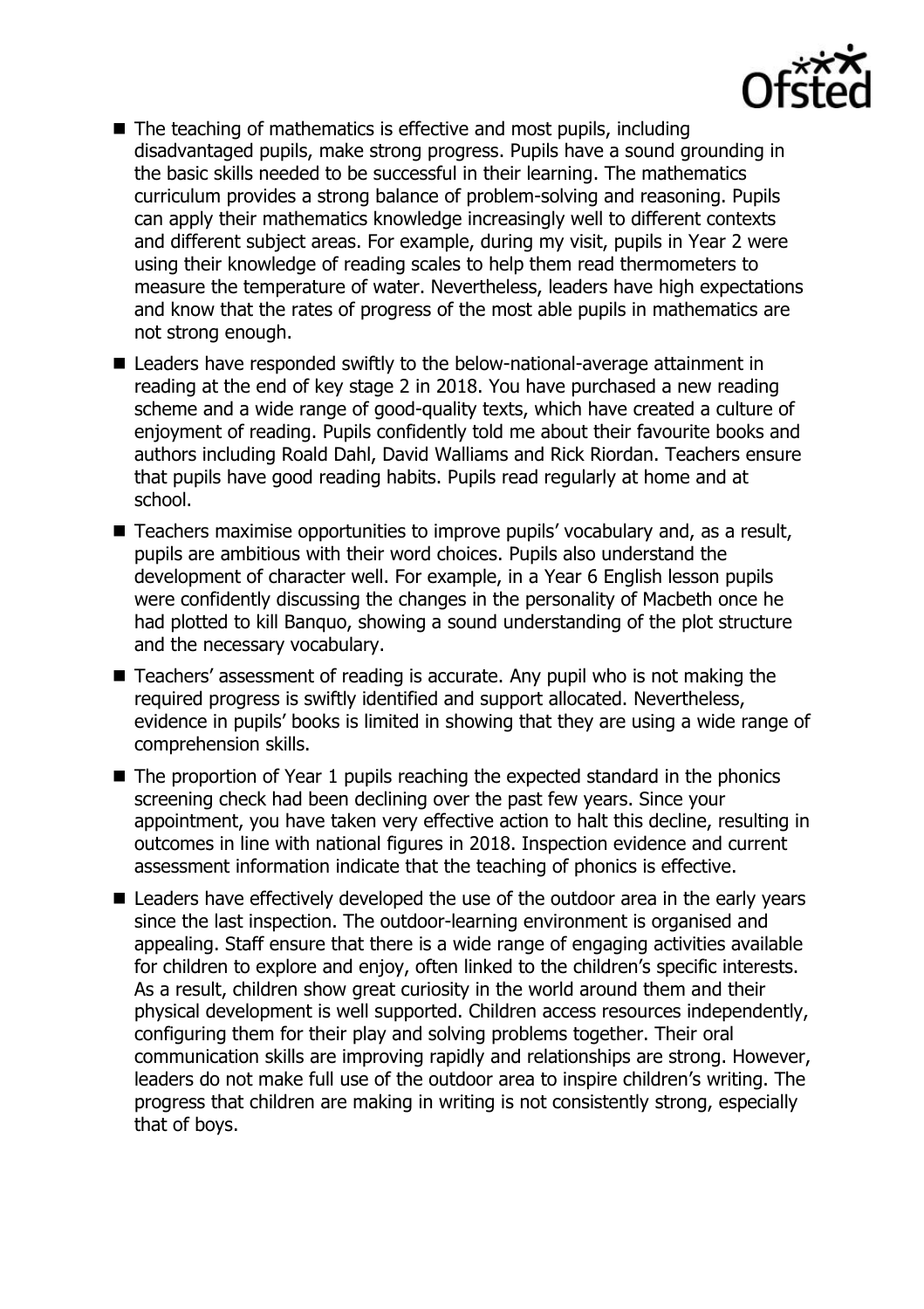- The teaching of mathematics is effective and most pupils, including disadvantaged pupils, make strong progress. Pupils have a sound grounding in the basic skills needed to be successful in their learning. The mathematics curriculum provides a strong balance of problem-solving and reasoning. Pupils can apply their mathematics knowledge increasingly well to different contexts and different subject areas. For example, during my visit, pupils in Year 2 were using their knowledge of reading scales to help them read thermometers to measure the temperature of water. Nevertheless, leaders have high expectations and know that the rates of progress of the most able pupils in mathematics are not strong enough.
- Leaders have responded swiftly to the below-national-average attainment in reading at the end of key stage 2 in 2018. You have purchased a new reading scheme and a wide range of good-quality texts, which have created a culture of enjoyment of reading. Pupils confidently told me about their favourite books and authors including Roald Dahl, David Walliams and Rick Riordan. Teachers ensure that pupils have good reading habits. Pupils read regularly at home and at school.
- Teachers maximise opportunities to improve pupils' vocabulary and, as a result, pupils are ambitious with their word choices. Pupils also understand the development of character well. For example, in a Year 6 English lesson pupils were confidently discussing the changes in the personality of Macbeth once he had plotted to kill Banquo, showing a sound understanding of the plot structure and the necessary vocabulary.
- Teachers' assessment of reading is accurate. Any pupil who is not making the required progress is swiftly identified and support allocated. Nevertheless, evidence in pupils' books is limited in showing that they are using a wide range of comprehension skills.
- The proportion of Year 1 pupils reaching the expected standard in the phonics screening check had been declining over the past few years. Since your appointment, you have taken very effective action to halt this decline, resulting in outcomes in line with national figures in 2018. Inspection evidence and current assessment information indicate that the teaching of phonics is effective.
- Leaders have effectively developed the use of the outdoor area in the early years since the last inspection. The outdoor-learning environment is organised and appealing. Staff ensure that there is a wide range of engaging activities available for children to explore and enjoy, often linked to the children's specific interests. As a result, children show great curiosity in the world around them and their physical development is well supported. Children access resources independently, configuring them for their play and solving problems together. Their oral communication skills are improving rapidly and relationships are strong. However, leaders do not make full use of the outdoor area to inspire children's writing. The progress that children are making in writing is not consistently strong, especially that of boys.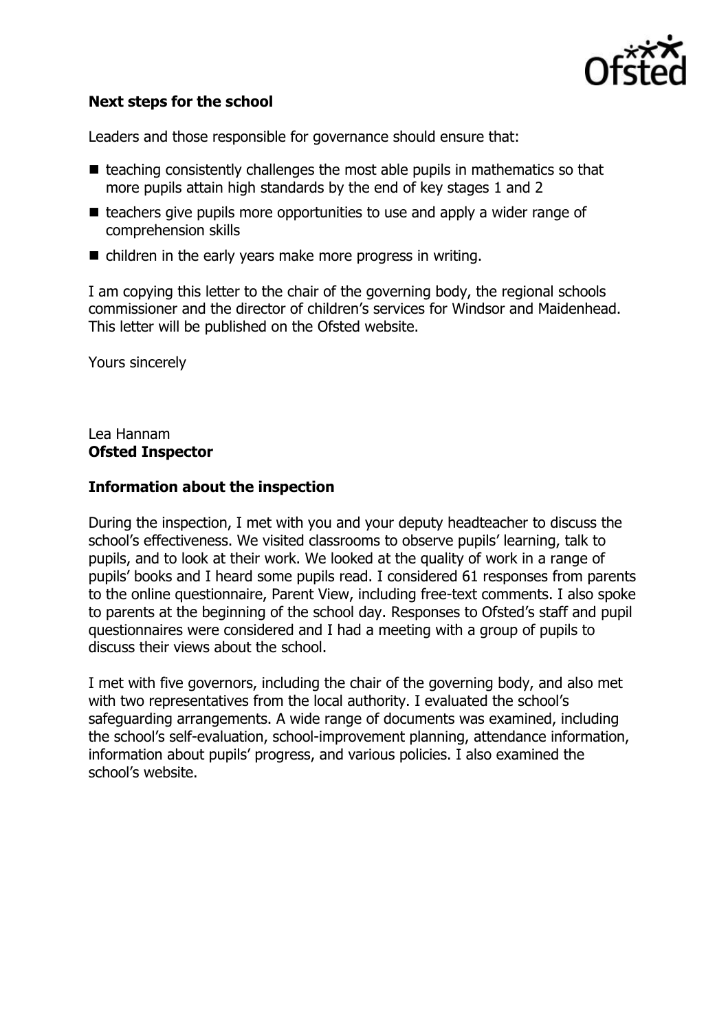**Next steps for the school**

Leaders and those responsible for governance should ensure that:

- teaching consistently challenges the most able pupils in mathematics so that more pupils attain high standards by the end of key stages 1 and 2
- teachers give pupils more opportunities to use and apply a wider range of comprehension skills
- children in the early years make more progress in writing.

I am copying this letter to the chair of the governing body, the regional schools commissioner and the director of children's services for Windsor and Maidenhead. This letter will be published on the Ofsted website.

Yours sincerely

Lea Hannam
**Ofsted Inspector**

**Information about the inspection**

During the inspection, I met with you and your deputy headteacher to discuss the school's effectiveness. We visited classrooms to observe pupils' learning, talk to pupils, and to look at their work. We looked at the quality of work in a range of pupils' books and I heard some pupils read. I considered 61 responses from parents to the online questionnaire, Parent View, including free-text comments. I also spoke to parents at the beginning of the school day. Responses to Ofsted's staff and pupil questionnaires were considered and I had a meeting with a group of pupils to discuss their views about the school.

I met with five governors, including the chair of the governing body, and also met with two representatives from the local authority. I evaluated the school's safeguarding arrangements. A wide range of documents was examined, including the school's self-evaluation, school-improvement planning, attendance information, information about pupils' progress, and various policies. I also examined the school's website.